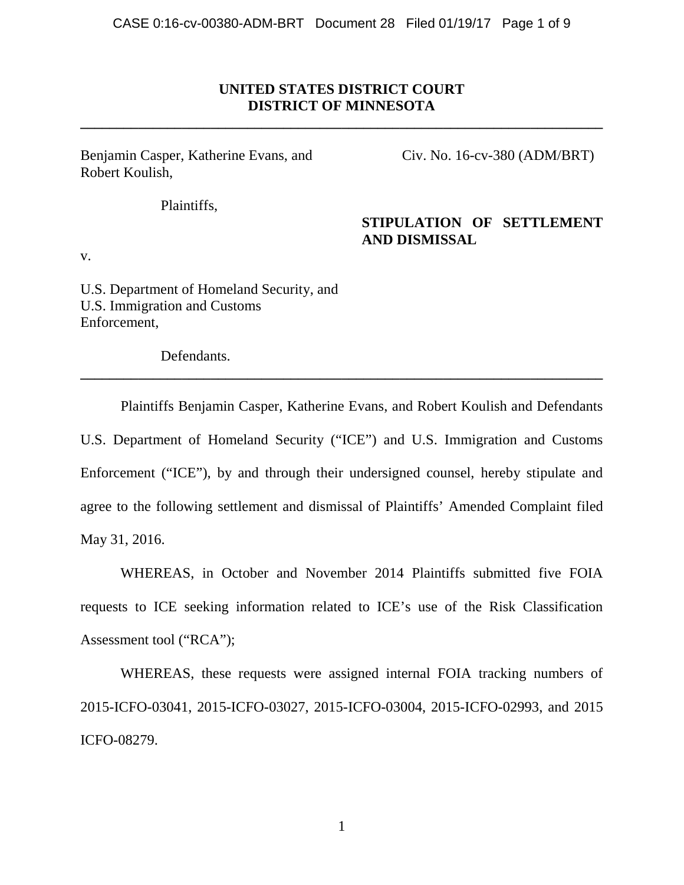**UNITED STATES DISTRICT COURT**
**DISTRICT OF MINNESOTA**

---

Benjamin Casper, Katherine Evans, and Robert Koulish,

Plaintiffs,

v.

U.S. Department of Homeland Security, and U.S. Immigration and Customs Enforcement,

Defendants.

Civ. No. 16-cv-380 (ADM/BRT)

**STIPULATION OF SETTLEMENT AND DISMISSAL**

---

Plaintiffs Benjamin Casper, Katherine Evans, and Robert Koulish and Defendants U.S. Department of Homeland Security ("ICE") and U.S. Immigration and Customs Enforcement ("ICE"), by and through their undersigned counsel, hereby stipulate and agree to the following settlement and dismissal of Plaintiffs' Amended Complaint filed May 31, 2016.

WHEREAS, in October and November 2014 Plaintiffs submitted five FOIA requests to ICE seeking information related to ICE's use of the Risk Classification Assessment tool ("RCA");

WHEREAS, these requests were assigned internal FOIA tracking numbers of 2015-ICFO-03041, 2015-ICFO-03027, 2015-ICFO-03004, 2015-ICFO-02993, and 2015 ICFO-08279.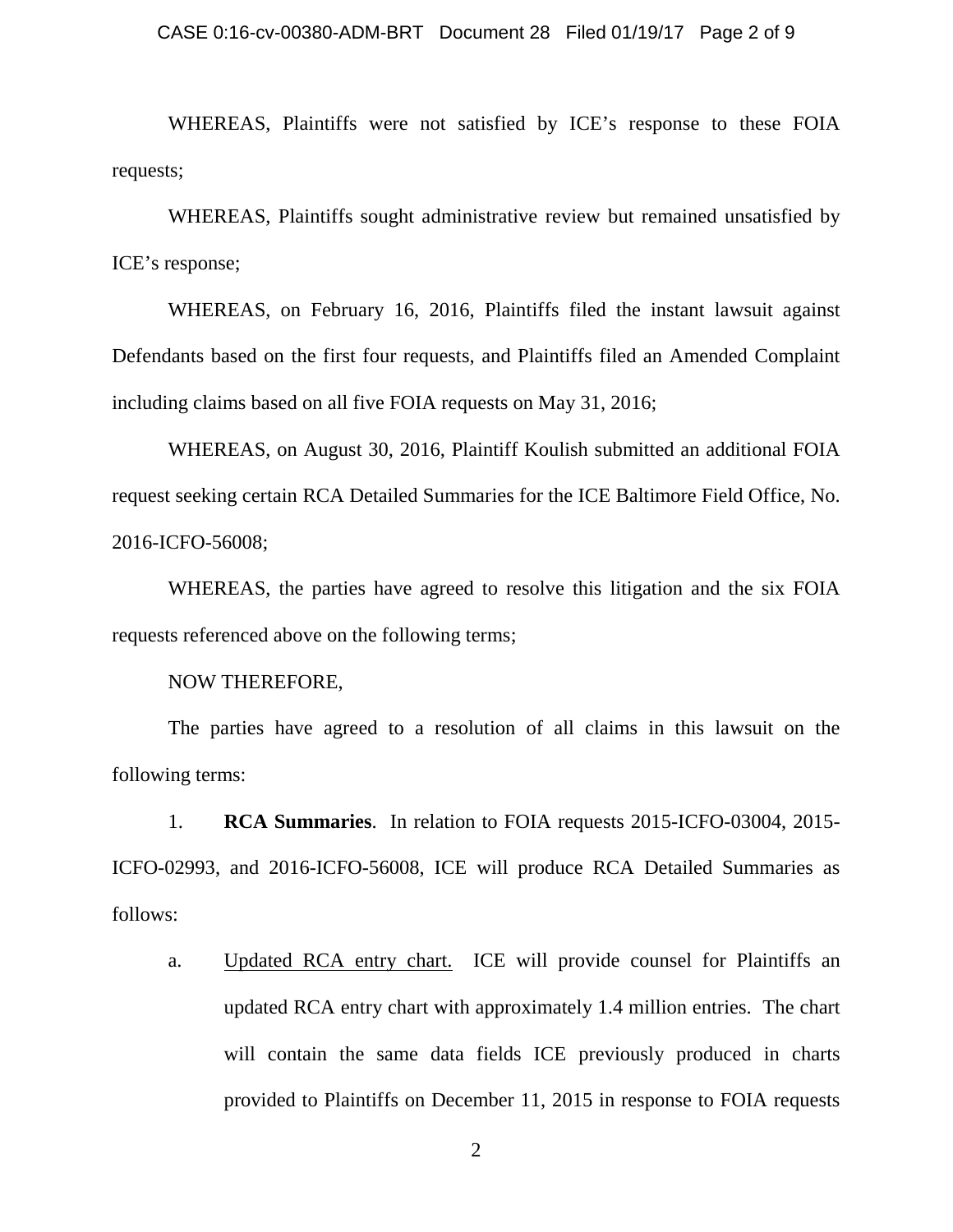WHEREAS, Plaintiffs were not satisfied by ICE's response to these FOIA requests;

WHEREAS, Plaintiffs sought administrative review but remained unsatisfied by ICE's response;

WHEREAS, on February 16, 2016, Plaintiffs filed the instant lawsuit against Defendants based on the first four requests, and Plaintiffs filed an Amended Complaint including claims based on all five FOIA requests on May 31, 2016;

WHEREAS, on August 30, 2016, Plaintiff Koulish submitted an additional FOIA request seeking certain RCA Detailed Summaries for the ICE Baltimore Field Office, No. 2016-ICFO-56008;

WHEREAS, the parties have agreed to resolve this litigation and the six FOIA requests referenced above on the following terms;

NOW THEREFORE,

The parties have agreed to a resolution of all claims in this lawsuit on the following terms:

1. **RCA Summaries**. In relation to FOIA requests 2015-ICFO-03004, 2015-ICFO-02993, and 2016-ICFO-56008, ICE will produce RCA Detailed Summaries as follows:

   a. Updated RCA entry chart. ICE will provide counsel for Plaintiffs an updated RCA entry chart with approximately 1.4 million entries. The chart will contain the same data fields ICE previously produced in charts provided to Plaintiffs on December 11, 2015 in response to FOIA requests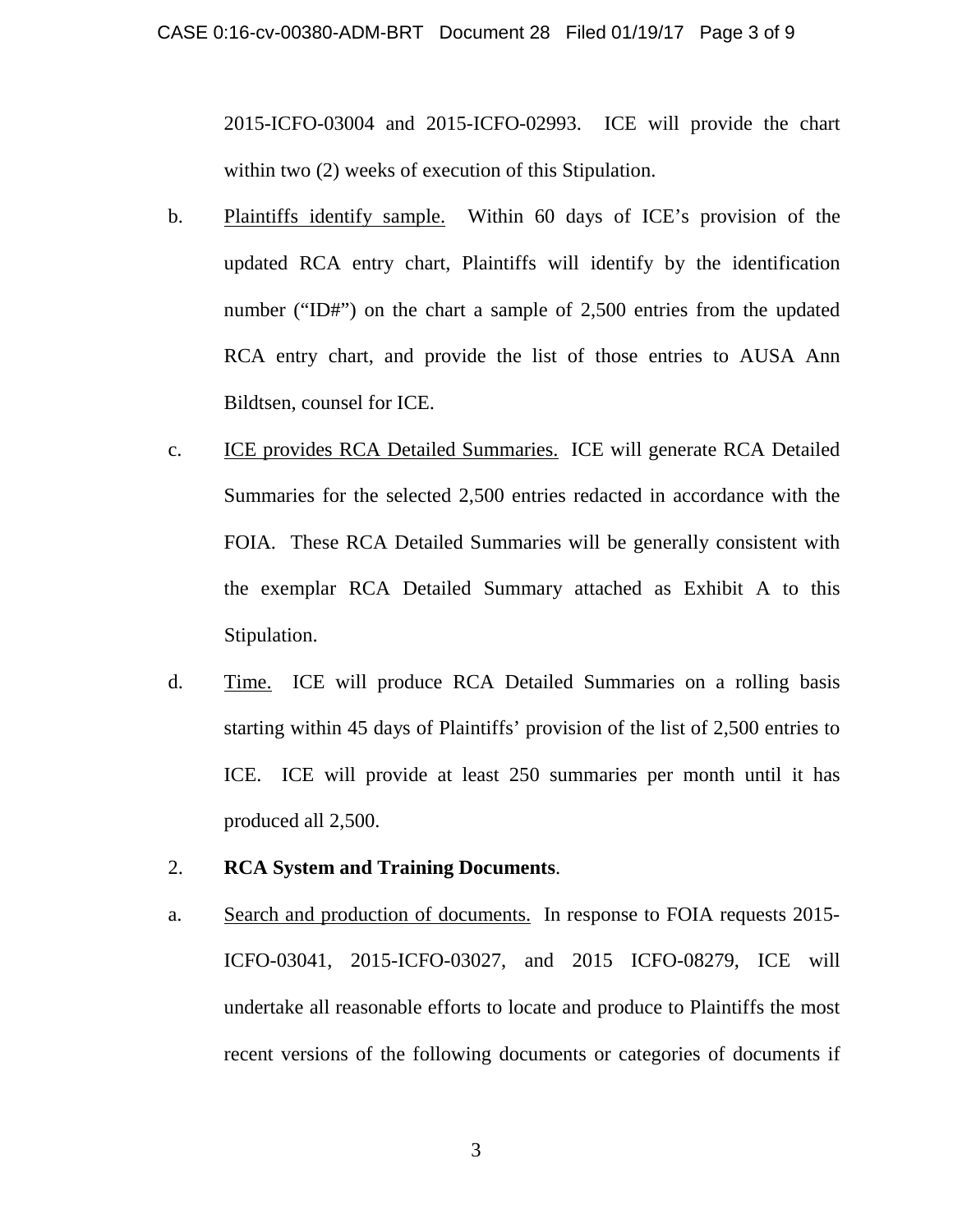2015-ICFO-03004 and 2015-ICFO-02993. ICE will provide the chart within two (2) weeks of execution of this Stipulation.

b. Plaintiffs identify sample. Within 60 days of ICE's provision of the updated RCA entry chart, Plaintiffs will identify by the identification number ("ID#") on the chart a sample of 2,500 entries from the updated RCA entry chart, and provide the list of those entries to AUSA Ann Bildtsen, counsel for ICE.

c. ICE provides RCA Detailed Summaries. ICE will generate RCA Detailed Summaries for the selected 2,500 entries redacted in accordance with the FOIA. These RCA Detailed Summaries will be generally consistent with the exemplar RCA Detailed Summary attached as Exhibit A to this Stipulation.

d. Time. ICE will produce RCA Detailed Summaries on a rolling basis starting within 45 days of Plaintiffs' provision of the list of 2,500 entries to ICE. ICE will provide at least 250 summaries per month until it has produced all 2,500.

2. **RCA System and Training Documents**.

a. Search and production of documents. In response to FOIA requests 2015-ICFO-03041, 2015-ICFO-03027, and 2015 ICFO-08279, ICE will undertake all reasonable efforts to locate and produce to Plaintiffs the most recent versions of the following documents or categories of documents if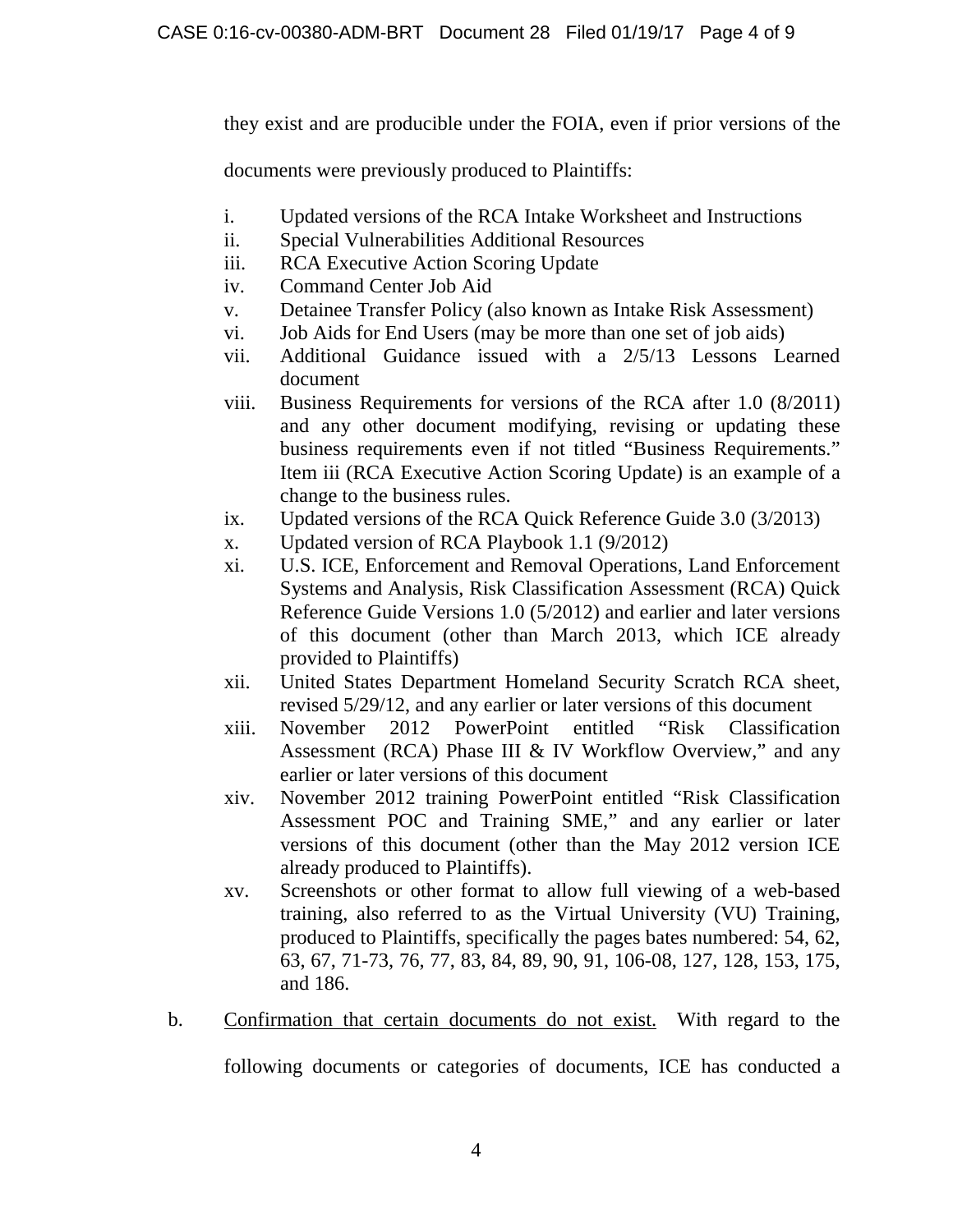they exist and are producible under the FOIA, even if prior versions of the documents were previously produced to Plaintiffs:

i. Updated versions of the RCA Intake Worksheet and Instructions
ii. Special Vulnerabilities Additional Resources
iii. RCA Executive Action Scoring Update
iv. Command Center Job Aid
v. Detainee Transfer Policy (also known as Intake Risk Assessment)
vi. Job Aids for End Users (may be more than one set of job aids)
vii. Additional Guidance issued with a 2/5/13 Lessons Learned document
viii. Business Requirements for versions of the RCA after 1.0 (8/2011) and any other document modifying, revising or updating these business requirements even if not titled "Business Requirements." Item iii (RCA Executive Action Scoring Update) is an example of a change to the business rules.
ix. Updated versions of the RCA Quick Reference Guide 3.0 (3/2013)
x. Updated version of RCA Playbook 1.1 (9/2012)
xi. U.S. ICE, Enforcement and Removal Operations, Land Enforcement Systems and Analysis, Risk Classification Assessment (RCA) Quick Reference Guide Versions 1.0 (5/2012) and earlier and later versions of this document (other than March 2013, which ICE already provided to Plaintiffs)
xii. United States Department Homeland Security Scratch RCA sheet, revised 5/29/12, and any earlier or later versions of this document
xiii. November 2012 PowerPoint entitled "Risk Classification Assessment (RCA) Phase III & IV Workflow Overview," and any earlier or later versions of this document
xiv. November 2012 training PowerPoint entitled "Risk Classification Assessment POC and Training SME," and any earlier or later versions of this document (other than the May 2012 version ICE already produced to Plaintiffs).
xv. Screenshots or other format to allow full viewing of a web-based training, also referred to as the Virtual University (VU) Training, produced to Plaintiffs, specifically the pages bates numbered: 54, 62, 63, 67, 71-73, 76, 77, 83, 84, 89, 90, 91, 106-08, 127, 128, 153, 175, and 186.

b. <u>Confirmation that certain documents do not exist.</u> With regard to the following documents or categories of documents, ICE has conducted a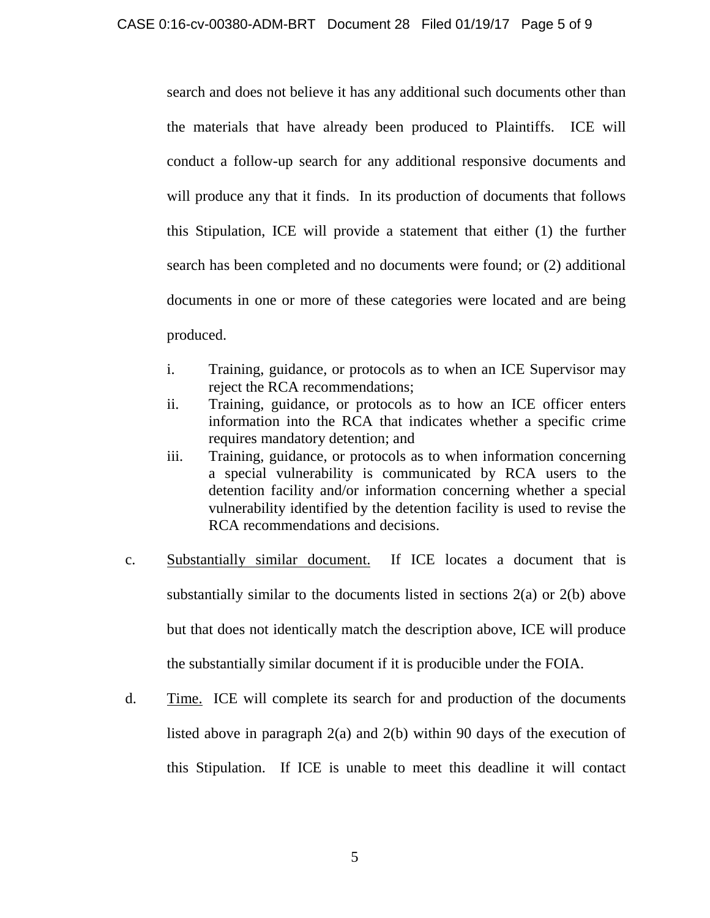search and does not believe it has any additional such documents other than the materials that have already been produced to Plaintiffs. ICE will conduct a follow-up search for any additional responsive documents and will produce any that it finds. In its production of documents that follows this Stipulation, ICE will provide a statement that either (1) the further search has been completed and no documents were found; or (2) additional documents in one or more of these categories were located and are being produced.

i. Training, guidance, or protocols as to when an ICE Supervisor may reject the RCA recommendations;

ii. Training, guidance, or protocols as to how an ICE officer enters information into the RCA that indicates whether a specific crime requires mandatory detention; and

iii. Training, guidance, or protocols as to when information concerning a special vulnerability is communicated by RCA users to the detention facility and/or information concerning whether a special vulnerability identified by the detention facility is used to revise the RCA recommendations and decisions.

c. Substantially similar document. If ICE locates a document that is substantially similar to the documents listed in sections 2(a) or 2(b) above but that does not identically match the description above, ICE will produce the substantially similar document if it is producible under the FOIA.

d. Time. ICE will complete its search for and production of the documents listed above in paragraph 2(a) and 2(b) within 90 days of the execution of this Stipulation. If ICE is unable to meet this deadline it will contact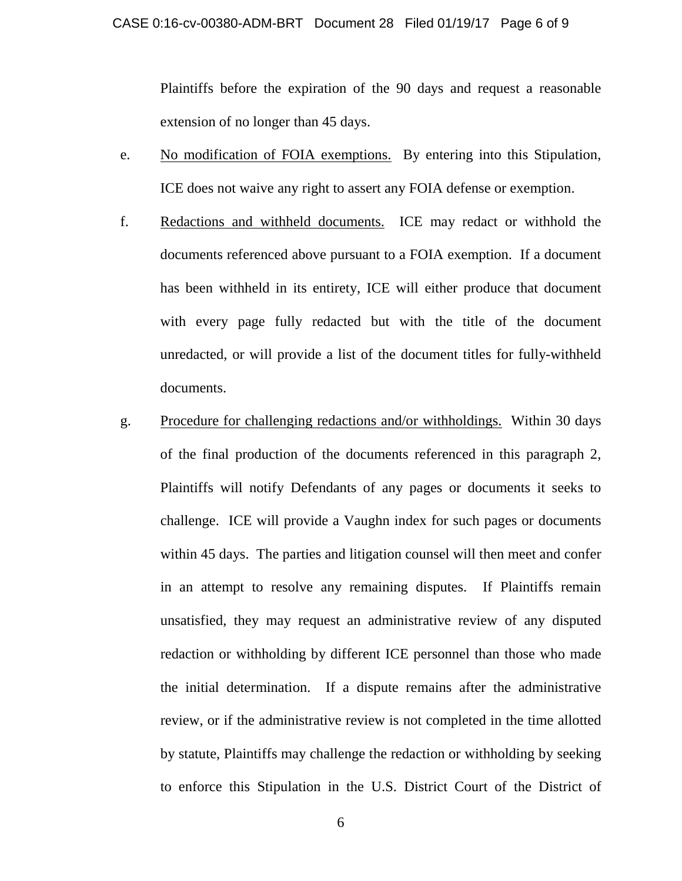Plaintiffs before the expiration of the 90 days and request a reasonable extension of no longer than 45 days.

e. No modification of FOIA exemptions. By entering into this Stipulation, ICE does not waive any right to assert any FOIA defense or exemption.

f. Redactions and withheld documents. ICE may redact or withhold the documents referenced above pursuant to a FOIA exemption. If a document has been withheld in its entirety, ICE will either produce that document with every page fully redacted but with the title of the document unredacted, or will provide a list of the document titles for fully-withheld documents.

g. Procedure for challenging redactions and/or withholdings. Within 30 days of the final production of the documents referenced in this paragraph 2, Plaintiffs will notify Defendants of any pages or documents it seeks to challenge. ICE will provide a Vaughn index for such pages or documents within 45 days. The parties and litigation counsel will then meet and confer in an attempt to resolve any remaining disputes. If Plaintiffs remain unsatisfied, they may request an administrative review of any disputed redaction or withholding by different ICE personnel than those who made the initial determination. If a dispute remains after the administrative review, or if the administrative review is not completed in the time allotted by statute, Plaintiffs may challenge the redaction or withholding by seeking to enforce this Stipulation in the U.S. District Court of the District of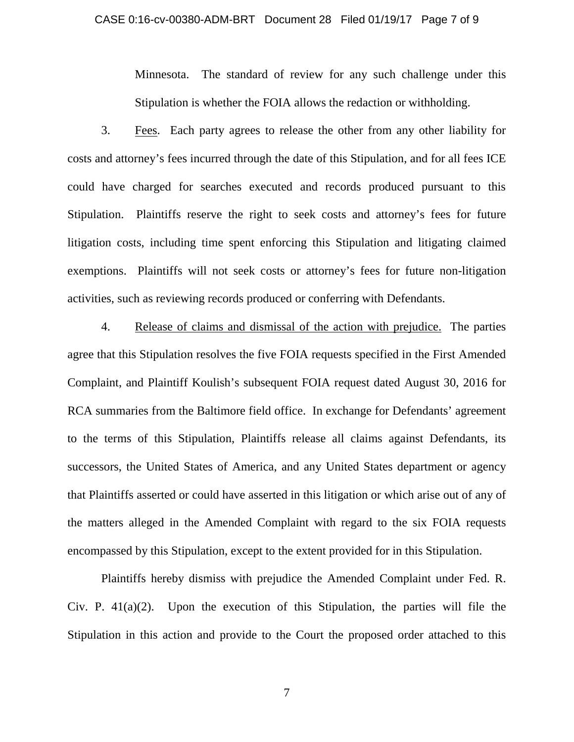Minnesota. The standard of review for any such challenge under this Stipulation is whether the FOIA allows the redaction or withholding.

3. Fees. Each party agrees to release the other from any other liability for costs and attorney's fees incurred through the date of this Stipulation, and for all fees ICE could have charged for searches executed and records produced pursuant to this Stipulation. Plaintiffs reserve the right to seek costs and attorney's fees for future litigation costs, including time spent enforcing this Stipulation and litigating claimed exemptions. Plaintiffs will not seek costs or attorney's fees for future non-litigation activities, such as reviewing records produced or conferring with Defendants.

4. Release of claims and dismissal of the action with prejudice. The parties agree that this Stipulation resolves the five FOIA requests specified in the First Amended Complaint, and Plaintiff Koulish's subsequent FOIA request dated August 30, 2016 for RCA summaries from the Baltimore field office. In exchange for Defendants' agreement to the terms of this Stipulation, Plaintiffs release all claims against Defendants, its successors, the United States of America, and any United States department or agency that Plaintiffs asserted or could have asserted in this litigation or which arise out of any of the matters alleged in the Amended Complaint with regard to the six FOIA requests encompassed by this Stipulation, except to the extent provided for in this Stipulation.

Plaintiffs hereby dismiss with prejudice the Amended Complaint under Fed. R. Civ. P. 41(a)(2). Upon the execution of this Stipulation, the parties will file the Stipulation in this action and provide to the Court the proposed order attached to this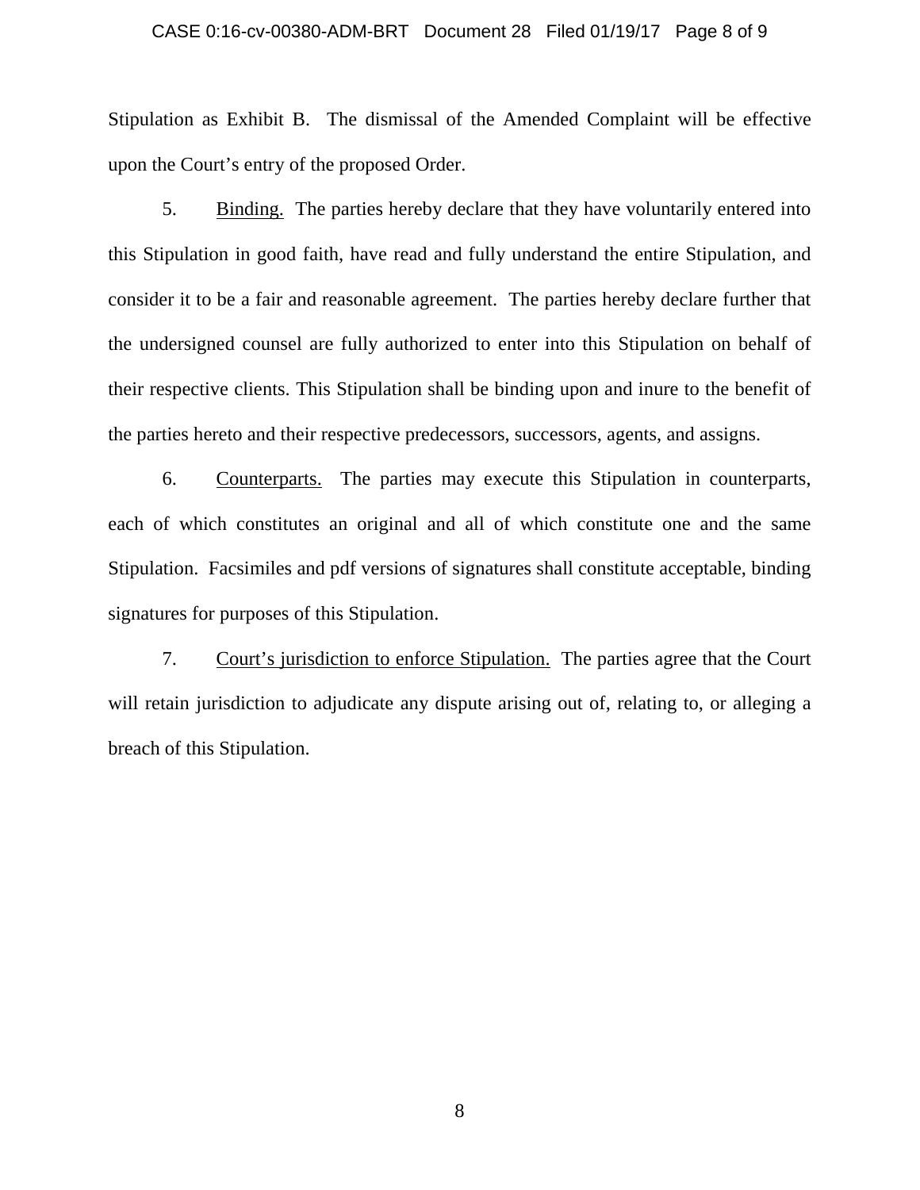Stipulation as Exhibit B. The dismissal of the Amended Complaint will be effective upon the Court's entry of the proposed Order.

5. Binding. The parties hereby declare that they have voluntarily entered into this Stipulation in good faith, have read and fully understand the entire Stipulation, and consider it to be a fair and reasonable agreement. The parties hereby declare further that the undersigned counsel are fully authorized to enter into this Stipulation on behalf of their respective clients. This Stipulation shall be binding upon and inure to the benefit of the parties hereto and their respective predecessors, successors, agents, and assigns.

6. Counterparts. The parties may execute this Stipulation in counterparts, each of which constitutes an original and all of which constitute one and the same Stipulation. Facsimiles and pdf versions of signatures shall constitute acceptable, binding signatures for purposes of this Stipulation.

7. Court's jurisdiction to enforce Stipulation. The parties agree that the Court will retain jurisdiction to adjudicate any dispute arising out of, relating to, or alleging a breach of this Stipulation.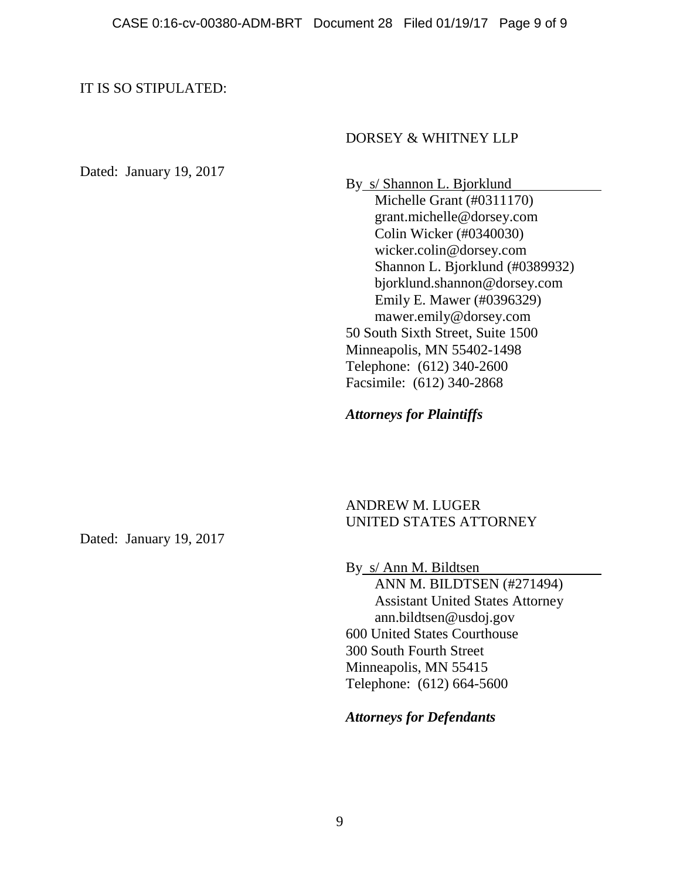IT IS SO STIPULATED:

Dated: January 19, 2017

DORSEY & WHITNEY LLP

By s/ Shannon L. Bjorklund
Michelle Grant (#0311170)
grant.michelle@dorsey.com
Colin Wicker (#0340030)
wicker.colin@dorsey.com
Shannon L. Bjorklund (#0389932)
bjorklund.shannon@dorsey.com
Emily E. Mawer (#0396329)
mawer.emily@dorsey.com
50 South Sixth Street, Suite 1500
Minneapolis, MN 55402-1498
Telephone: (612) 340-2600
Facsimile: (612) 340-2868

***Attorneys for Plaintiffs***

Dated: January 19, 2017

ANDREW M. LUGER
UNITED STATES ATTORNEY

By s/ Ann M. Bildtsen
ANN M. BILDTSEN (#271494)
Assistant United States Attorney
ann.bildtsen@usdoj.gov
600 United States Courthouse
300 South Fourth Street
Minneapolis, MN 55415
Telephone: (612) 664-5600

***Attorneys for Defendants***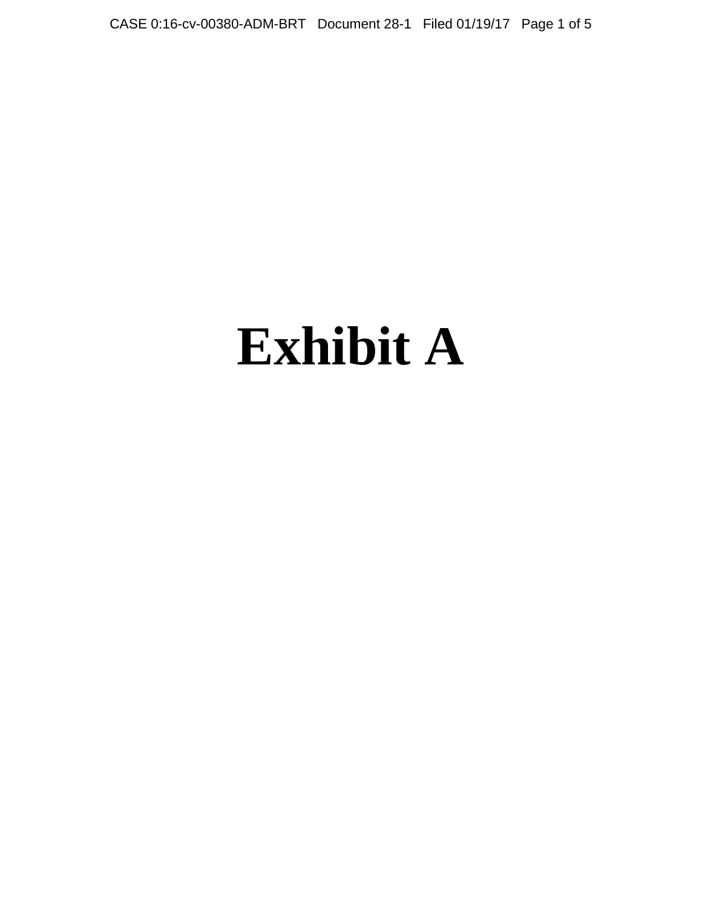# Exhibit A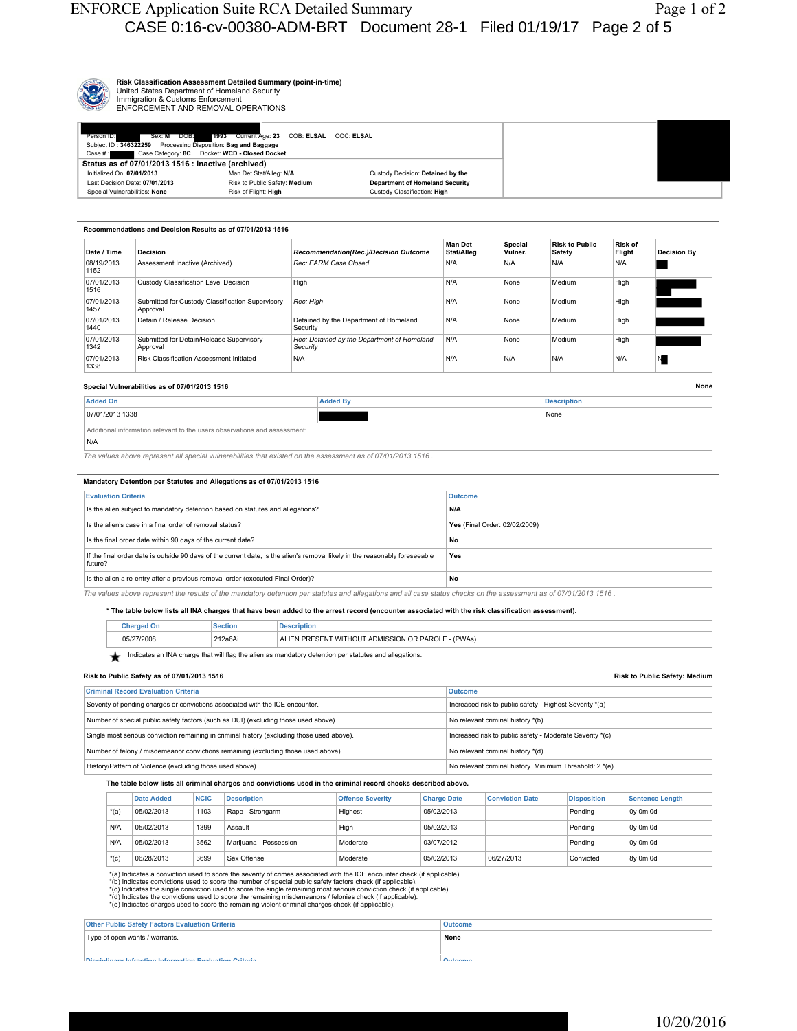## Risk Classification Assessment Detailed Summary (point-in-time)

United States Department of Homeland Security
Immigration & Customs Enforcement
ENFORCEMENT AND REMOVAL OPERATIONS

Person ID: Sex: **M** DOB: **1993** Current Age: **23** COB: **ELSAL** COC: **ELSAL**
Subject ID : **346322259** Processing Disposition: **Bag and Baggage**
Case # : Case Category: **8C** Docket: **WCD - Closed Docket**

**Status as of 07/01/2013 1516 : Inactive (archived)**

| | | |
|---|---|---|
| Initialized On: **07/01/2013** | Man Det Stat/Alleg: **N/A** | Custody Decision: **Detained by the Department of Homeland Security** |
| Last Decision Date: **07/01/2013** | Risk to Public Safety: **Medium** | |
| Special Vulnerabilities: **None** | Risk of Flight: **High** | Custody Classification: **High** |

### Recommendations and Decision Results as of 07/01/2013 1516

| Date / Time | Decision | *Recommendation(Rec.)/Decision Outcome* | Man Det Stat/Alleg | Special Vulner. | Risk to Public Safety | Risk of Flight | Decision By |
|---|---|---|---|---|---|---|---|
| 08/19/2013 1152 | Assessment Inactive (Archived) | *Rec: EARM Case Closed* | N/A | N/A | N/A | N/A | |
| 07/01/2013 1516 | Custody Classification Level Decision | High | N/A | None | Medium | High | |
| 07/01/2013 1457 | Submitted for Custody Classification Supervisory Approval | *Rec: High* | N/A | None | Medium | High | |
| 07/01/2013 1440 | Detain / Release Decision | Detained by the Department of Homeland Security | N/A | None | Medium | High | |
| 07/01/2013 1342 | Submitted for Detain/Release Supervisory Approval | *Rec: Detained by the Department of Homeland Security* | N/A | None | Medium | High | |
| 07/01/2013 1338 | Risk Classification Assessment Initiated | N/A | N/A | N/A | N/A | N/A | N |

### Special Vulnerabilities as of 07/01/2013 1516 — None

| Added On | Added By | Description |
|---|---|---|
| 07/01/2013 1338 | | None |

Additional information relevant to the users observations and assessment:

N/A

*The values above represent all special vulnerabilities that existed on the assessment as of 07/01/2013 1516 .*

### Mandatory Detention per Statutes and Allegations as of 07/01/2013 1516

| Evaluation Criteria | Outcome |
|---|---|
| Is the alien subject to mandatory detention based on statutes and allegations? | **N/A** |
| Is the alien's case in a final order of removal status? | **Yes** (Final Order: 02/02/2009) |
| Is the final order date within 90 days of the current date? | **No** |
| If the final order date is outside 90 days of the current date, is the alien's removal likely in the reasonably foreseeable future? | **Yes** |
| Is the alien a re-entry after a previous removal order (executed Final Order)? | **No** |

*The values above represent the results of the mandatory detention per statutes and allegations and all case status checks on the assessment as of 07/01/2013 1516 .*

**\* The table below lists all INA charges that have been added to the arrest record (encounter associated with the risk classification assessment).**

| | Charged On | Section | Description |
|---|---|---|---|
| | 05/27/2008 | 212a6Ai | ALIEN PRESENT WITHOUT ADMISSION OR PAROLE - (PWAs) |

★ Indicates an INA charge that will flag the alien as mandatory detention per statutes and allegations.

### Risk to Public Safety as of 07/01/2013 1516 — Risk to Public Safety: Medium

| Criminal Record Evaluation Criteria | Outcome |
|---|---|
| Severity of pending charges or convictions associated with the ICE encounter. | Increased risk to public safety - Highest Severity *(a) |
| Number of special public safety factors (such as DUI) (excluding those used above). | No relevant criminal history *(b) |
| Single most serious conviction remaining in criminal history (excluding those used above). | Increased risk to public safety - Moderate Severity *(c) |
| Number of felony / misdemeanor convictions remaining (excluding those used above). | No relevant criminal history *(d) |
| History/Pattern of Violence (excluding those used above). | No relevant criminal history. Minimum Threshold: 2 *(e) |

**The table below lists all criminal charges and convictions used in the criminal record checks described above.**

| | Date Added | NCIC | Description | Offense Severity | Charge Date | Conviction Date | Disposition | Sentence Length |
|---|---|---|---|---|---|---|---|---|
| *(a) | 05/02/2013 | 1103 | Rape - Strongarm | Highest | 05/02/2013 | | Pending | 0y 0m 0d |
| N/A | 05/02/2013 | 1399 | Assault | High | 05/02/2013 | | Pending | 0y 0m 0d |
| N/A | 05/02/2013 | 3562 | Marijuana - Possession | Moderate | 03/07/2012 | | Pending | 0y 0m 0d |
| *(c) | 06/28/2013 | 3699 | Sex Offense | Moderate | 05/02/2013 | 06/27/2013 | Convicted | 8y 0m 0d |

*(a) Indicates a conviction used to score the severity of crimes associated with the ICE encounter check (if applicable).
*(b) Indicates convictions used to score the number of special public safety factors check (if applicable).
*(c) Indicates the single conviction used to score the single remaining most serious conviction check (if applicable).
*(d) Indicates the convictions used to score the remaining misdemeanors / felonies check (if applicable).
*(e) Indicates charges used to score the remaining violent criminal charges check (if applicable).

| Other Public Safety Factors Evaluation Criteria | Outcome |
|---|---|
| Type of open wants / warrants. | None |
| | |

| Disciplinary Infraction Information Evaluation Criteria | Outcome |
|---|---|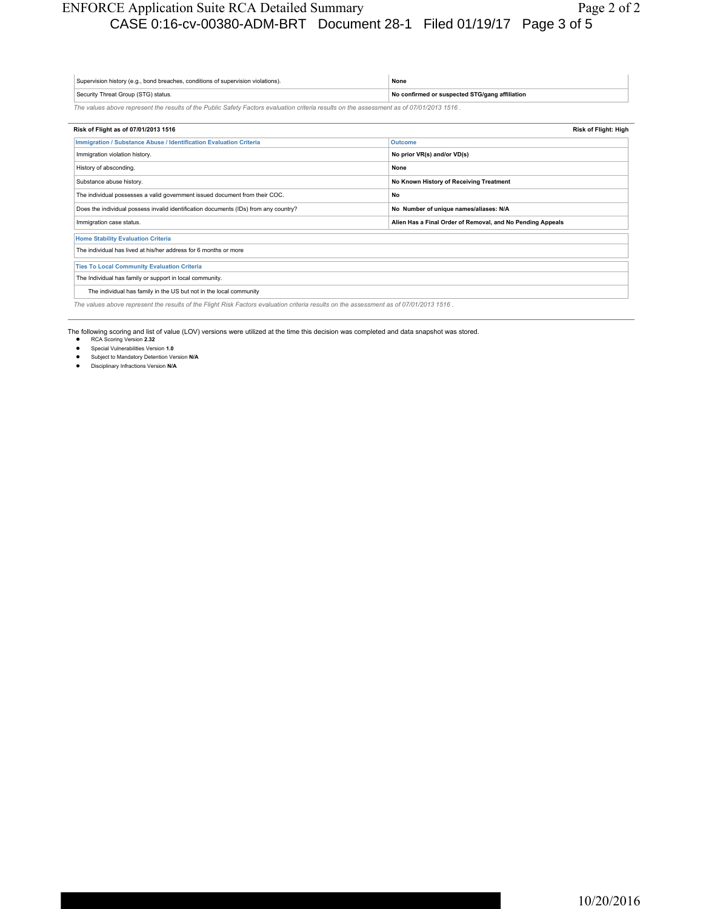| | |
|---|---|
| Supervision history (e.g., bond breaches, conditions of supervision violations). | **None** |
| Security Threat Group (STG) status. | **No confirmed or suspected STG/gang affiliation** |

*The values above represent the results of the Public Safety Factors evaluation criteria results on the assessment as of 07/01/2013 1516 .*

**Risk of Flight as of 07/01/2013 1516** **Risk of Flight: High**

| Immigration / Substance Abuse / Identification Evaluation Criteria | Outcome |
|---|---|
| Immigration violation history. | **No prior VR(s) and/or VD(s)** |
| History of absconding. | **None** |
| Substance abuse history. | **No Known History of Receiving Treatment** |
| The individual possesses a valid government issued document from their COC. | **No** |
| Does the individual possess invalid identification documents (IDs) from any country? | **No Number of unique names/aliases: N/A** |
| Immigration case status. | **Alien Has a Final Order of Removal, and No Pending Appeals** |

| Home Stability Evaluation Criteria |
|---|
| The individual has lived at his/her address for 6 months or more |

| Ties To Local Community Evaluation Criteria |
|---|
| The Individual has family or support in local community. |
| The individual has family in the US but not in the local community |

*The values above represent the results of the Flight Risk Factors evaluation criteria results on the assessment as of 07/01/2013 1516 .*

The following scoring and list of value (LOV) versions were utilized at the time this decision was completed and data snapshot was stored.

- RCA Scoring Version **2.32**
- Special Vulnerabilities Version **1.0**
- Subject to Mandatory Detention Version **N/A**
- Disciplinary Infractions Version **N/A**

10/20/2016